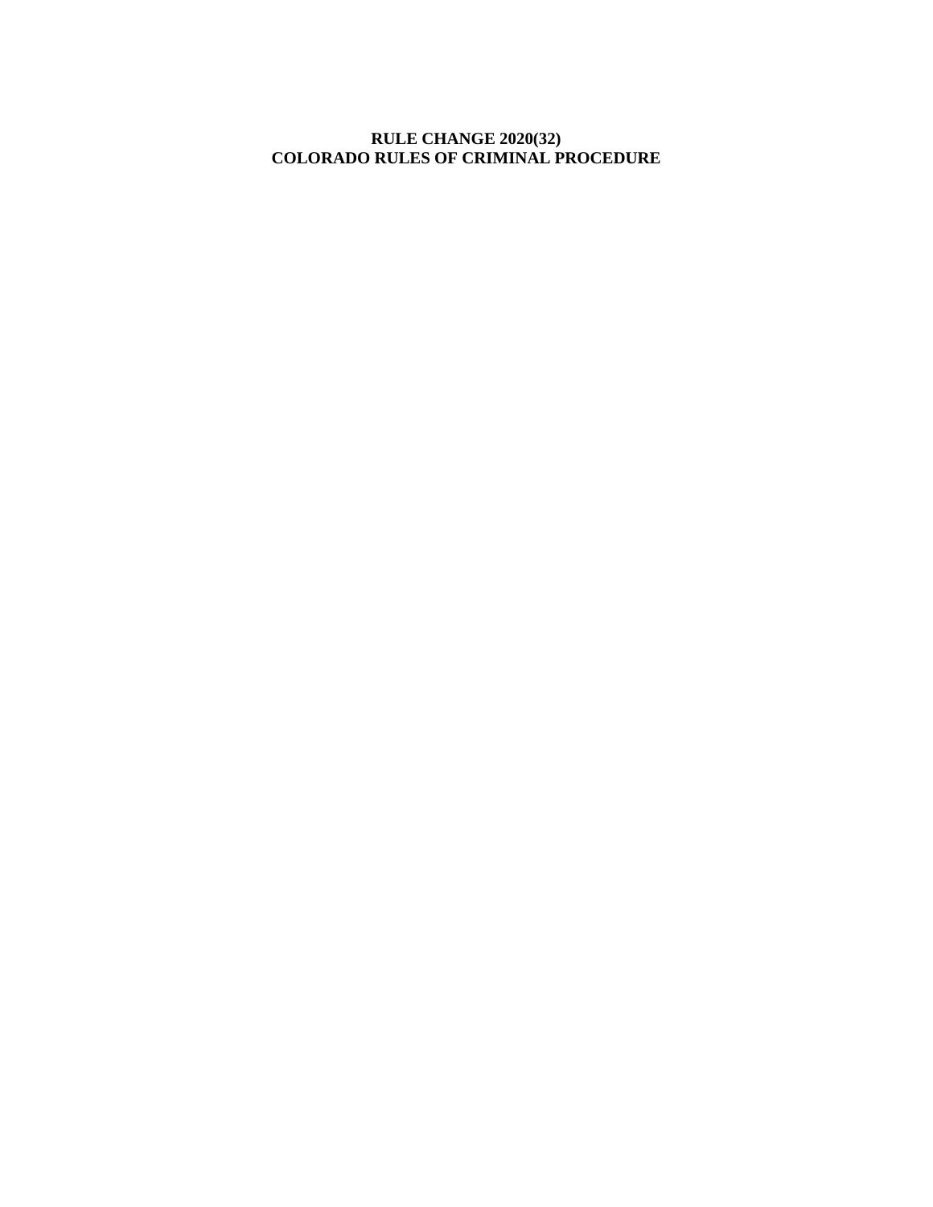# RULE CHANGE 2020(32)
# COLORADO RULES OF CRIMINAL PROCEDURE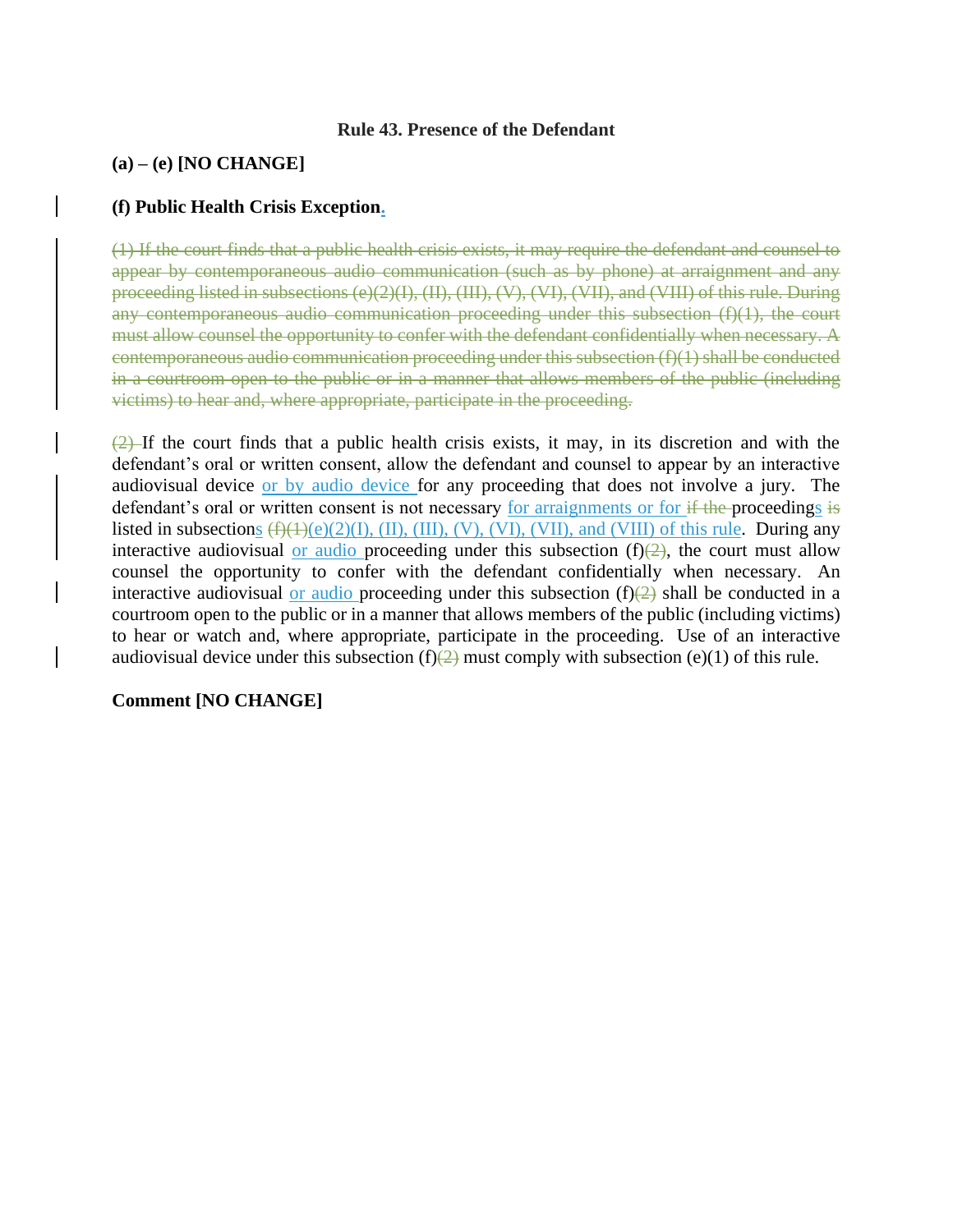**Rule 43. Presence of the Defendant**

**(a) – (e) [NO CHANGE]**

**(f) Public Health Crisis Exception.**

~~(1) If the court finds that a public health crisis exists, it may require the defendant and counsel to appear by contemporaneous audio communication (such as by phone) at arraignment and any proceeding listed in subsections (e)(2)(I), (II), (III), (V), (VI), (VII), and (VIII) of this rule. During any contemporaneous audio communication proceeding under this subsection (f)(1), the court must allow counsel the opportunity to confer with the defendant confidentially when necessary. A contemporaneous audio communication proceeding under this subsection (f)(1) shall be conducted in a courtroom open to the public or in a manner that allows members of the public (including victims) to hear and, where appropriate, participate in the proceeding.~~

~~(2)~~ If the court finds that a public health crisis exists, it may, in its discretion and with the defendant's oral or written consent, allow the defendant and counsel to appear by an interactive audiovisual device or by audio device for any proceeding that does not involve a jury. The defendant's oral or written consent is not necessary for arraignments or for ~~if the~~ proceedings ~~is~~ listed in subsections ~~(f)(1)~~(e)(2)(I), (II), (III), (V), (VI), (VII), and (VIII) of this rule. During any interactive audiovisual or audio proceeding under this subsection (f)~~(2)~~, the court must allow counsel the opportunity to confer with the defendant confidentially when necessary. An interactive audiovisual or audio proceeding under this subsection (f)~~(2)~~ shall be conducted in a courtroom open to the public or in a manner that allows members of the public (including victims) to hear or watch and, where appropriate, participate in the proceeding. Use of an interactive audiovisual device under this subsection (f)~~(2)~~ must comply with subsection (e)(1) of this rule.

**Comment [NO CHANGE]**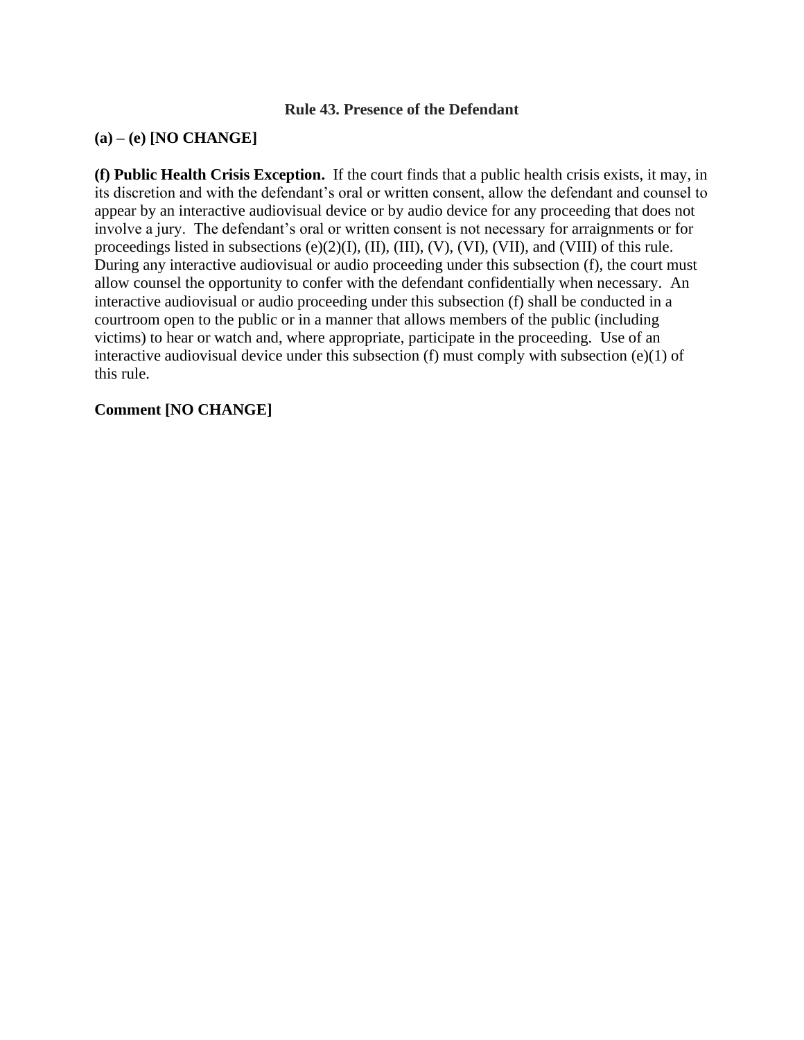## Rule 43. Presence of the Defendant

**(a) – (e) [NO CHANGE]**

**(f) Public Health Crisis Exception.** If the court finds that a public health crisis exists, it may, in its discretion and with the defendant's oral or written consent, allow the defendant and counsel to appear by an interactive audiovisual device or by audio device for any proceeding that does not involve a jury. The defendant's oral or written consent is not necessary for arraignments or for proceedings listed in subsections (e)(2)(I), (II), (III), (V), (VI), (VII), and (VIII) of this rule. During any interactive audiovisual or audio proceeding under this subsection (f), the court must allow counsel the opportunity to confer with the defendant confidentially when necessary. An interactive audiovisual or audio proceeding under this subsection (f) shall be conducted in a courtroom open to the public or in a manner that allows members of the public (including victims) to hear or watch and, where appropriate, participate in the proceeding. Use of an interactive audiovisual device under this subsection (f) must comply with subsection (e)(1) of this rule.

**Comment [NO CHANGE]**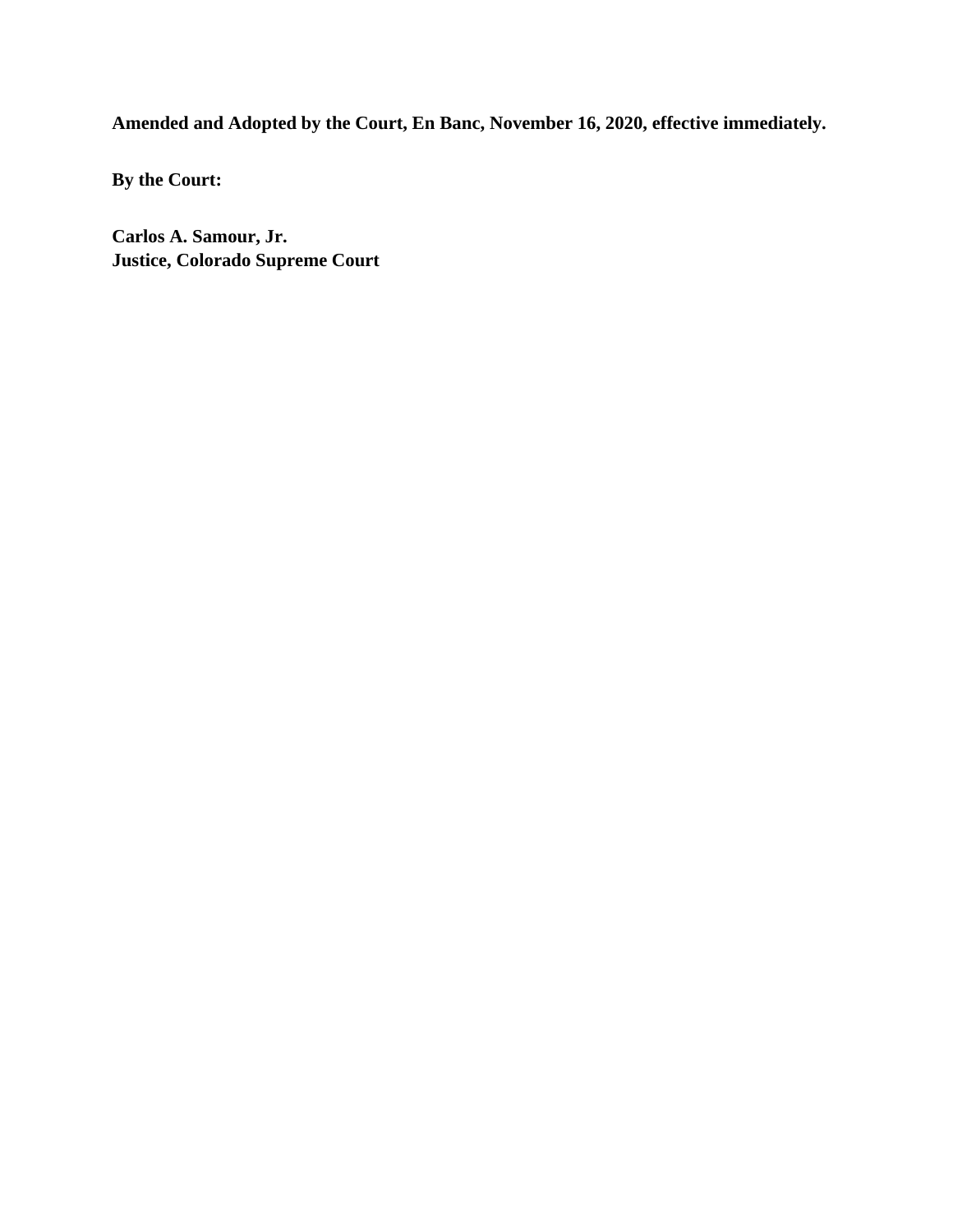**Amended and Adopted by the Court, En Banc, November 16, 2020, effective immediately.**

**By the Court:**

**Carlos A. Samour, Jr.**
**Justice, Colorado Supreme Court**